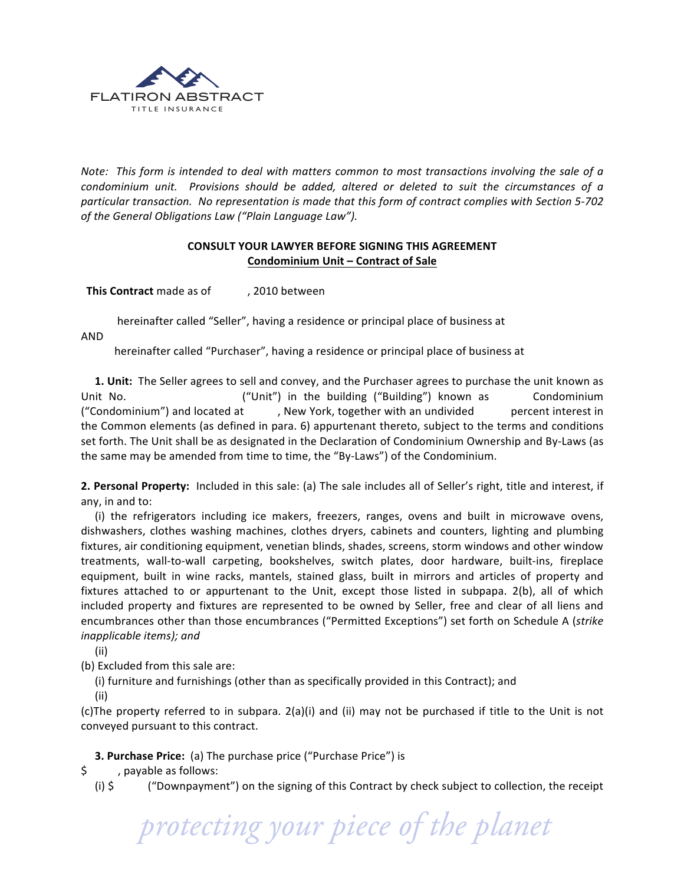FLATIRON ABSTRACT
TITLE INSURANCE

*Note: This form is intended to deal with matters common to most transactions involving the sale of a condominium unit. Provisions should be added, altered or deleted to suit the circumstances of a particular transaction. No representation is made that this form of contract complies with Section 5-702 of the General Obligations Law ("Plain Language Law").*

**CONSULT YOUR LAWYER BEFORE SIGNING THIS AGREEMENT**

**Condominium Unit – Contract of Sale**

**This Contract** made as of , 2010 between

hereinafter called "Seller", having a residence or principal place of business at

AND

hereinafter called "Purchaser", having a residence or principal place of business at

**1. Unit:** The Seller agrees to sell and convey, and the Purchaser agrees to purchase the unit known as Unit No. ("Unit") in the building ("Building") known as Condominium ("Condominium") and located at , New York, together with an undivided percent interest in the Common elements (as defined in para. 6) appurtenant thereto, subject to the terms and conditions set forth. The Unit shall be as designated in the Declaration of Condominium Ownership and By-Laws (as the same may be amended from time to time, the "By-Laws") of the Condominium.

**2. Personal Property:** Included in this sale: (a) The sale includes all of Seller's right, title and interest, if any, in and to:

(i) the refrigerators including ice makers, freezers, ranges, ovens and built in microwave ovens, dishwashers, clothes washing machines, clothes dryers, cabinets and counters, lighting and plumbing fixtures, air conditioning equipment, venetian blinds, shades, screens, storm windows and other window treatments, wall-to-wall carpeting, bookshelves, switch plates, door hardware, built-ins, fireplace equipment, built in wine racks, mantels, stained glass, built in mirrors and articles of property and fixtures attached to or appurtenant to the Unit, except those listed in subpapa. 2(b), all of which included property and fixtures are represented to be owned by Seller, free and clear of all liens and encumbrances other than those encumbrances ("Permitted Exceptions") set forth on Schedule A (*strike inapplicable items); and*

(ii)

(b) Excluded from this sale are:

(i) furniture and furnishings (other than as specifically provided in this Contract); and

(ii)

(c)The property referred to in subpara. 2(a)(i) and (ii) may not be purchased if title to the Unit is not conveyed pursuant to this contract.

**3. Purchase Price:** (a) The purchase price ("Purchase Price") is

$ , payable as follows:

(i) $ ("Downpayment") on the signing of this Contract by check subject to collection, the receipt

*protecting your piece of the planet*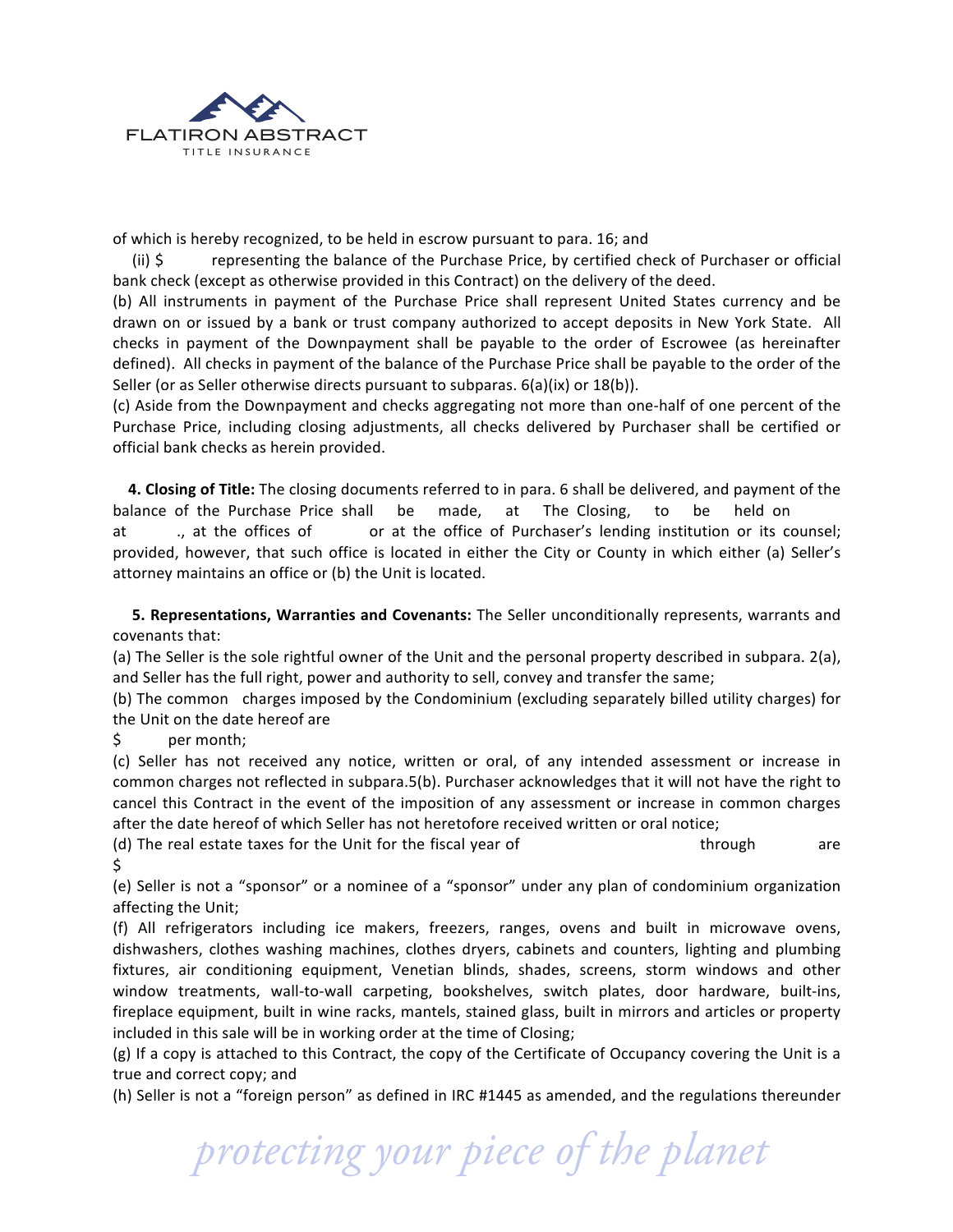of which is hereby recognized, to be held in escrow pursuant to para. 16; and

(ii) $ representing the balance of the Purchase Price, by certified check of Purchaser or official bank check (except as otherwise provided in this Contract) on the delivery of the deed.

(b) All instruments in payment of the Purchase Price shall represent United States currency and be drawn on or issued by a bank or trust company authorized to accept deposits in New York State. All checks in payment of the Downpayment shall be payable to the order of Escrowee (as hereinafter defined). All checks in payment of the balance of the Purchase Price shall be payable to the order of the Seller (or as Seller otherwise directs pursuant to subparas. 6(a)(ix) or 18(b)).

(c) Aside from the Downpayment and checks aggregating not more than one-half of one percent of the Purchase Price, including closing adjustments, all checks delivered by Purchaser shall be certified or official bank checks as herein provided.

**4. Closing of Title:** The closing documents referred to in para. 6 shall be delivered, and payment of the balance of the Purchase Price shall be made, at The Closing, to be held on at ., at the offices of or at the office of Purchaser's lending institution or its counsel; provided, however, that such office is located in either the City or County in which either (a) Seller's attorney maintains an office or (b) the Unit is located.

**5. Representations, Warranties and Covenants:** The Seller unconditionally represents, warrants and covenants that:

(a) The Seller is the sole rightful owner of the Unit and the personal property described in subpara. 2(a), and Seller has the full right, power and authority to sell, convey and transfer the same;

(b) The common charges imposed by the Condominium (excluding separately billed utility charges) for the Unit on the date hereof are

$ per month;

(c) Seller has not received any notice, written or oral, of any intended assessment or increase in common charges not reflected in subpara.5(b). Purchaser acknowledges that it will not have the right to cancel this Contract in the event of the imposition of any assessment or increase in common charges after the date hereof of which Seller has not heretofore received written or oral notice;

(d) The real estate taxes for the Unit for the fiscal year of through are $

(e) Seller is not a "sponsor" or a nominee of a "sponsor" under any plan of condominium organization affecting the Unit;

(f) All refrigerators including ice makers, freezers, ranges, ovens and built in microwave ovens, dishwashers, clothes washing machines, clothes dryers, cabinets and counters, lighting and plumbing fixtures, air conditioning equipment, Venetian blinds, shades, screens, storm windows and other window treatments, wall-to-wall carpeting, bookshelves, switch plates, door hardware, built-ins, fireplace equipment, built in wine racks, mantels, stained glass, built in mirrors and articles or property included in this sale will be in working order at the time of Closing;

(g) If a copy is attached to this Contract, the copy of the Certificate of Occupancy covering the Unit is a true and correct copy; and

(h) Seller is not a "foreign person" as defined in IRC #1445 as amended, and the regulations thereunder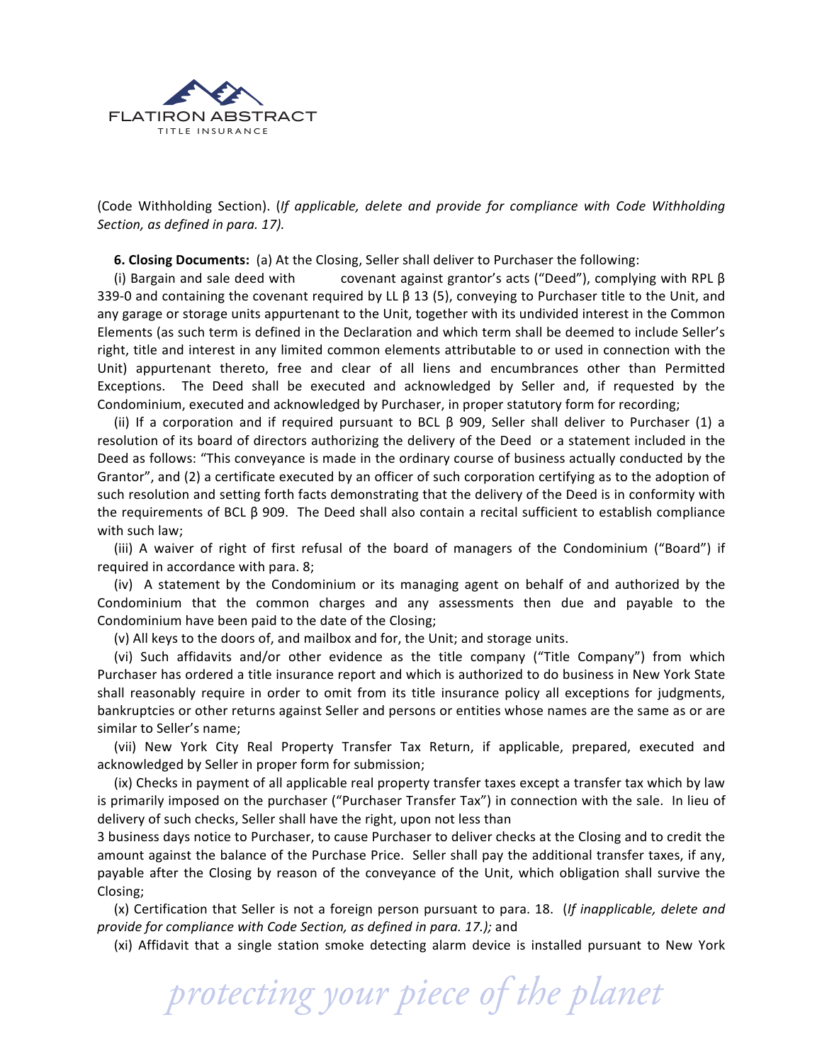(Code Withholding Section). (*If applicable, delete and provide for compliance with Code Withholding Section, as defined in para. 17).*

**6. Closing Documents:** (a) At the Closing, Seller shall deliver to Purchaser the following:

(i) Bargain and sale deed with covenant against grantor's acts ("Deed"), complying with RPL β 339-0 and containing the covenant required by LL β 13 (5), conveying to Purchaser title to the Unit, and any garage or storage units appurtenant to the Unit, together with its undivided interest in the Common Elements (as such term is defined in the Declaration and which term shall be deemed to include Seller's right, title and interest in any limited common elements attributable to or used in connection with the Unit) appurtenant thereto, free and clear of all liens and encumbrances other than Permitted Exceptions. The Deed shall be executed and acknowledged by Seller and, if requested by the Condominium, executed and acknowledged by Purchaser, in proper statutory form for recording;

(ii) If a corporation and if required pursuant to BCL β 909, Seller shall deliver to Purchaser (1) a resolution of its board of directors authorizing the delivery of the Deed or a statement included in the Deed as follows: "This conveyance is made in the ordinary course of business actually conducted by the Grantor", and (2) a certificate executed by an officer of such corporation certifying as to the adoption of such resolution and setting forth facts demonstrating that the delivery of the Deed is in conformity with the requirements of BCL β 909. The Deed shall also contain a recital sufficient to establish compliance with such law;

(iii) A waiver of right of first refusal of the board of managers of the Condominium ("Board") if required in accordance with para. 8;

(iv) A statement by the Condominium or its managing agent on behalf of and authorized by the Condominium that the common charges and any assessments then due and payable to the Condominium have been paid to the date of the Closing;

(v) All keys to the doors of, and mailbox and for, the Unit; and storage units.

(vi) Such affidavits and/or other evidence as the title company ("Title Company") from which Purchaser has ordered a title insurance report and which is authorized to do business in New York State shall reasonably require in order to omit from its title insurance policy all exceptions for judgments, bankruptcies or other returns against Seller and persons or entities whose names are the same as or are similar to Seller's name;

(vii) New York City Real Property Transfer Tax Return, if applicable, prepared, executed and acknowledged by Seller in proper form for submission;

(ix) Checks in payment of all applicable real property transfer taxes except a transfer tax which by law is primarily imposed on the purchaser ("Purchaser Transfer Tax") in connection with the sale. In lieu of delivery of such checks, Seller shall have the right, upon not less than 3 business days notice to Purchaser, to cause Purchaser to deliver checks at the Closing and to credit the amount against the balance of the Purchase Price. Seller shall pay the additional transfer taxes, if any, payable after the Closing by reason of the conveyance of the Unit, which obligation shall survive the Closing;

(x) Certification that Seller is not a foreign person pursuant to para. 18. (*If inapplicable, delete and provide for compliance with Code Section, as defined in para. 17.);* and

(xi) Affidavit that a single station smoke detecting alarm device is installed pursuant to New York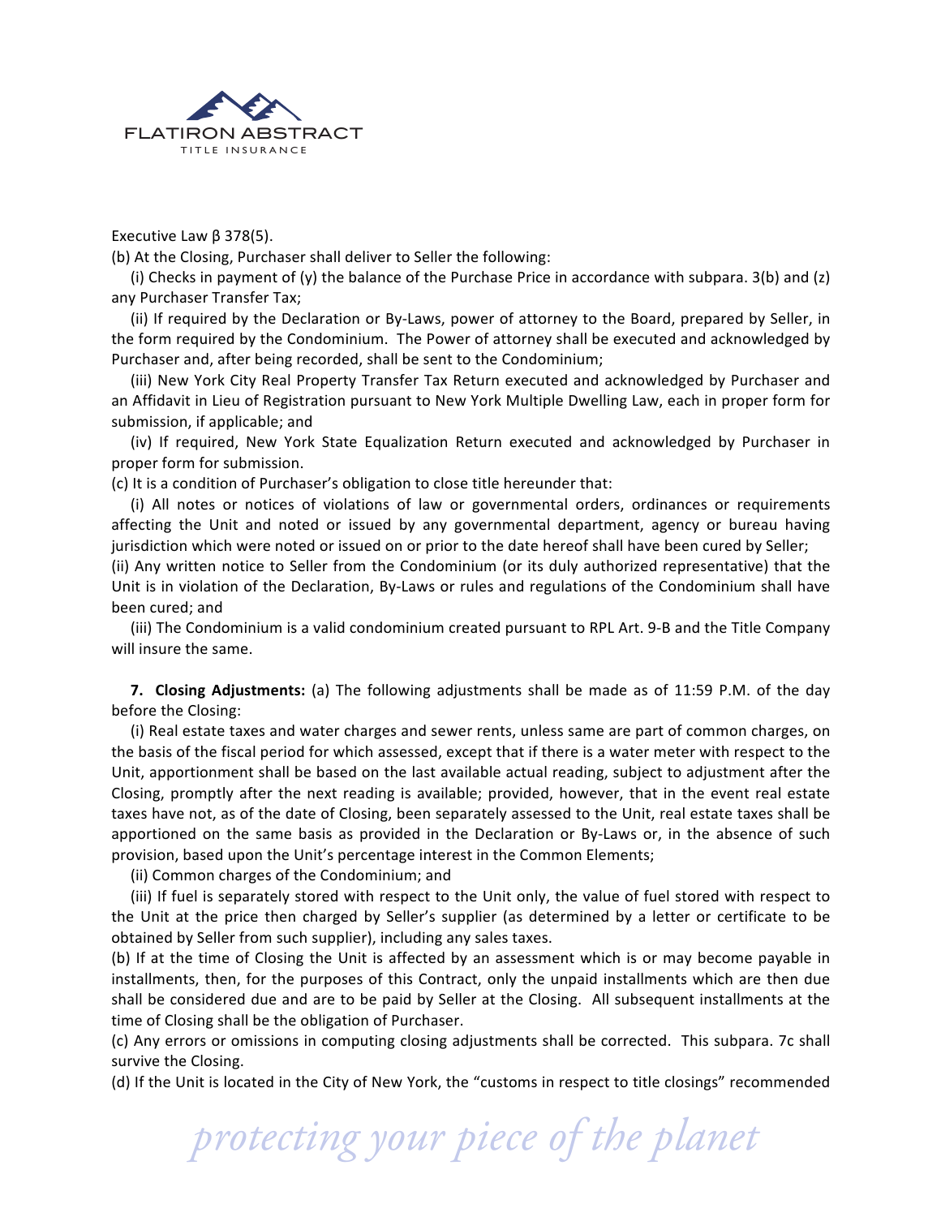Executive Law β 378(5).

(b) At the Closing, Purchaser shall deliver to Seller the following:

(i) Checks in payment of (y) the balance of the Purchase Price in accordance with subpara. 3(b) and (z) any Purchaser Transfer Tax;

(ii) If required by the Declaration or By-Laws, power of attorney to the Board, prepared by Seller, in the form required by the Condominium. The Power of attorney shall be executed and acknowledged by Purchaser and, after being recorded, shall be sent to the Condominium;

(iii) New York City Real Property Transfer Tax Return executed and acknowledged by Purchaser and an Affidavit in Lieu of Registration pursuant to New York Multiple Dwelling Law, each in proper form for submission, if applicable; and

(iv) If required, New York State Equalization Return executed and acknowledged by Purchaser in proper form for submission.

(c) It is a condition of Purchaser's obligation to close title hereunder that:

(i) All notes or notices of violations of law or governmental orders, ordinances or requirements affecting the Unit and noted or issued by any governmental department, agency or bureau having jurisdiction which were noted or issued on or prior to the date hereof shall have been cured by Seller;

(ii) Any written notice to Seller from the Condominium (or its duly authorized representative) that the Unit is in violation of the Declaration, By-Laws or rules and regulations of the Condominium shall have been cured; and

(iii) The Condominium is a valid condominium created pursuant to RPL Art. 9-B and the Title Company will insure the same.

**7. Closing Adjustments:** (a) The following adjustments shall be made as of 11:59 P.M. of the day before the Closing:

(i) Real estate taxes and water charges and sewer rents, unless same are part of common charges, on the basis of the fiscal period for which assessed, except that if there is a water meter with respect to the Unit, apportionment shall be based on the last available actual reading, subject to adjustment after the Closing, promptly after the next reading is available; provided, however, that in the event real estate taxes have not, as of the date of Closing, been separately assessed to the Unit, real estate taxes shall be apportioned on the same basis as provided in the Declaration or By-Laws or, in the absence of such provision, based upon the Unit's percentage interest in the Common Elements;

(ii) Common charges of the Condominium; and

(iii) If fuel is separately stored with respect to the Unit only, the value of fuel stored with respect to the Unit at the price then charged by Seller's supplier (as determined by a letter or certificate to be obtained by Seller from such supplier), including any sales taxes.

(b) If at the time of Closing the Unit is affected by an assessment which is or may become payable in installments, then, for the purposes of this Contract, only the unpaid installments which are then due shall be considered due and are to be paid by Seller at the Closing. All subsequent installments at the time of Closing shall be the obligation of Purchaser.

(c) Any errors or omissions in computing closing adjustments shall be corrected. This subpara. 7c shall survive the Closing.

(d) If the Unit is located in the City of New York, the "customs in respect to title closings" recommended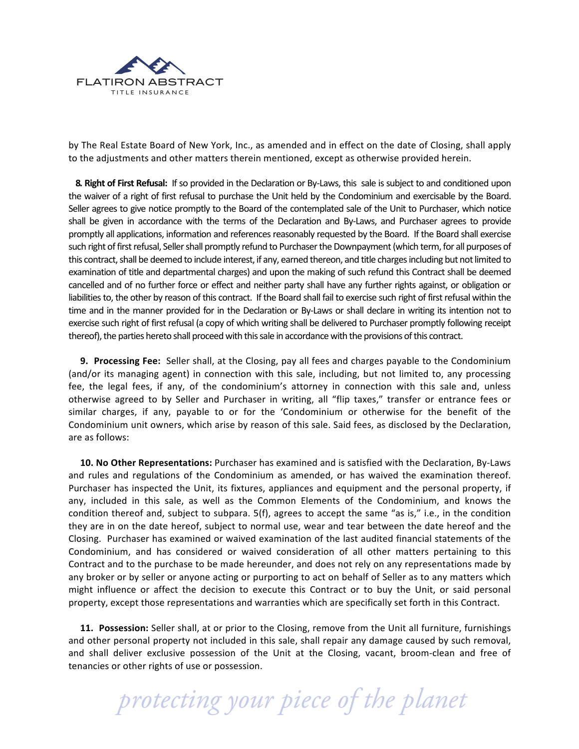by The Real Estate Board of New York, Inc., as amended and in effect on the date of Closing, shall apply to the adjustments and other matters therein mentioned, except as otherwise provided herein.

**8. Right of First Refusal:** If so provided in the Declaration or By-Laws, this sale is subject to and conditioned upon the waiver of a right of first refusal to purchase the Unit held by the Condominium and exercisable by the Board. Seller agrees to give notice promptly to the Board of the contemplated sale of the Unit to Purchaser, which notice shall be given in accordance with the terms of the Declaration and By-Laws, and Purchaser agrees to provide promptly all applications, information and references reasonably requested by the Board. If the Board shall exercise such right of first refusal, Seller shall promptly refund to Purchaser the Downpayment (which term, for all purposes of this contract, shall be deemed to include interest, if any, earned thereon, and title charges including but not limited to examination of title and departmental charges) and upon the making of such refund this Contract shall be deemed cancelled and of no further force or effect and neither party shall have any further rights against, or obligation or liabilities to, the other by reason of this contract. If the Board shall fail to exercise such right of first refusal within the time and in the manner provided for in the Declaration or By-Laws or shall declare in writing its intention not to exercise such right of first refusal (a copy of which writing shall be delivered to Purchaser promptly following receipt thereof), the parties hereto shall proceed with this sale in accordance with the provisions of this contract.

**9. Processing Fee:** Seller shall, at the Closing, pay all fees and charges payable to the Condominium (and/or its managing agent) in connection with this sale, including, but not limited to, any processing fee, the legal fees, if any, of the condominium's attorney in connection with this sale and, unless otherwise agreed to by Seller and Purchaser in writing, all "flip taxes," transfer or entrance fees or similar charges, if any, payable to or for the 'Condominium or otherwise for the benefit of the Condominium unit owners, which arise by reason of this sale. Said fees, as disclosed by the Declaration, are as follows:

**10. No Other Representations:** Purchaser has examined and is satisfied with the Declaration, By-Laws and rules and regulations of the Condominium as amended, or has waived the examination thereof. Purchaser has inspected the Unit, its fixtures, appliances and equipment and the personal property, if any, included in this sale, as well as the Common Elements of the Condominium, and knows the condition thereof and, subject to subpara. 5(f), agrees to accept the same "as is," i.e., in the condition they are in on the date hereof, subject to normal use, wear and tear between the date hereof and the Closing. Purchaser has examined or waived examination of the last audited financial statements of the Condominium, and has considered or waived consideration of all other matters pertaining to this Contract and to the purchase to be made hereunder, and does not rely on any representations made by any broker or by seller or anyone acting or purporting to act on behalf of Seller as to any matters which might influence or affect the decision to execute this Contract or to buy the Unit, or said personal property, except those representations and warranties which are specifically set forth in this Contract.

**11. Possession:** Seller shall, at or prior to the Closing, remove from the Unit all furniture, furnishings and other personal property not included in this sale, shall repair any damage caused by such removal, and shall deliver exclusive possession of the Unit at the Closing, vacant, broom-clean and free of tenancies or other rights of use or possession.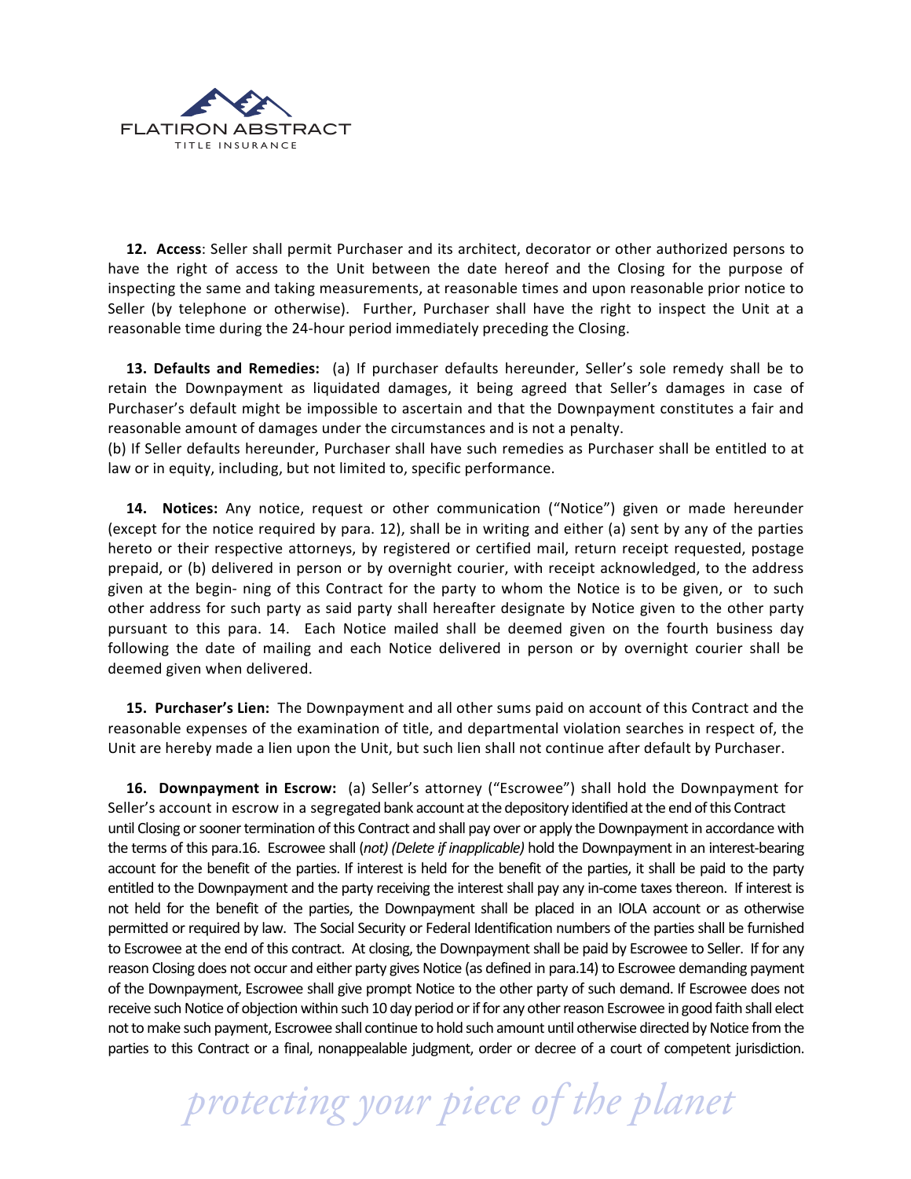**12. Access**: Seller shall permit Purchaser and its architect, decorator or other authorized persons to have the right of access to the Unit between the date hereof and the Closing for the purpose of inspecting the same and taking measurements, at reasonable times and upon reasonable prior notice to Seller (by telephone or otherwise). Further, Purchaser shall have the right to inspect the Unit at a reasonable time during the 24-hour period immediately preceding the Closing.

**13. Defaults and Remedies:** (a) If purchaser defaults hereunder, Seller's sole remedy shall be to retain the Downpayment as liquidated damages, it being agreed that Seller's damages in case of Purchaser's default might be impossible to ascertain and that the Downpayment constitutes a fair and reasonable amount of damages under the circumstances and is not a penalty.
(b) If Seller defaults hereunder, Purchaser shall have such remedies as Purchaser shall be entitled to at law or in equity, including, but not limited to, specific performance.

**14. Notices:** Any notice, request or other communication ("Notice") given or made hereunder (except for the notice required by para. 12), shall be in writing and either (a) sent by any of the parties hereto or their respective attorneys, by registered or certified mail, return receipt requested, postage prepaid, or (b) delivered in person or by overnight courier, with receipt acknowledged, to the address given at the begin- ning of this Contract for the party to whom the Notice is to be given, or to such other address for such party as said party shall hereafter designate by Notice given to the other party pursuant to this para. 14. Each Notice mailed shall be deemed given on the fourth business day following the date of mailing and each Notice delivered in person or by overnight courier shall be deemed given when delivered.

**15. Purchaser's Lien:** The Downpayment and all other sums paid on account of this Contract and the reasonable expenses of the examination of title, and departmental violation searches in respect of, the Unit are hereby made a lien upon the Unit, but such lien shall not continue after default by Purchaser.

**16. Downpayment in Escrow:** (a) Seller's attorney ("Escrowee") shall hold the Downpayment for Seller's account in escrow in a segregated bank account at the depository identified at the end of this Contract until Closing or sooner termination of this Contract and shall pay over or apply the Downpayment in accordance with the terms of this para.16. Escrowee shall (*not) (Delete if inapplicable)* hold the Downpayment in an interest-bearing account for the benefit of the parties. If interest is held for the benefit of the parties, it shall be paid to the party entitled to the Downpayment and the party receiving the interest shall pay any in-come taxes thereon. If interest is not held for the benefit of the parties, the Downpayment shall be placed in an IOLA account or as otherwise permitted or required by law. The Social Security or Federal Identification numbers of the parties shall be furnished to Escrowee at the end of this contract. At closing, the Downpayment shall be paid by Escrowee to Seller. If for any reason Closing does not occur and either party gives Notice (as defined in para.14) to Escrowee demanding payment of the Downpayment, Escrowee shall give prompt Notice to the other party of such demand. If Escrowee does not receive such Notice of objection within such 10 day period or if for any other reason Escrowee in good faith shall elect not to make such payment, Escrowee shall continue to hold such amount until otherwise directed by Notice from the parties to this Contract or a final, nonappealable judgment, order or decree of a court of competent jurisdiction.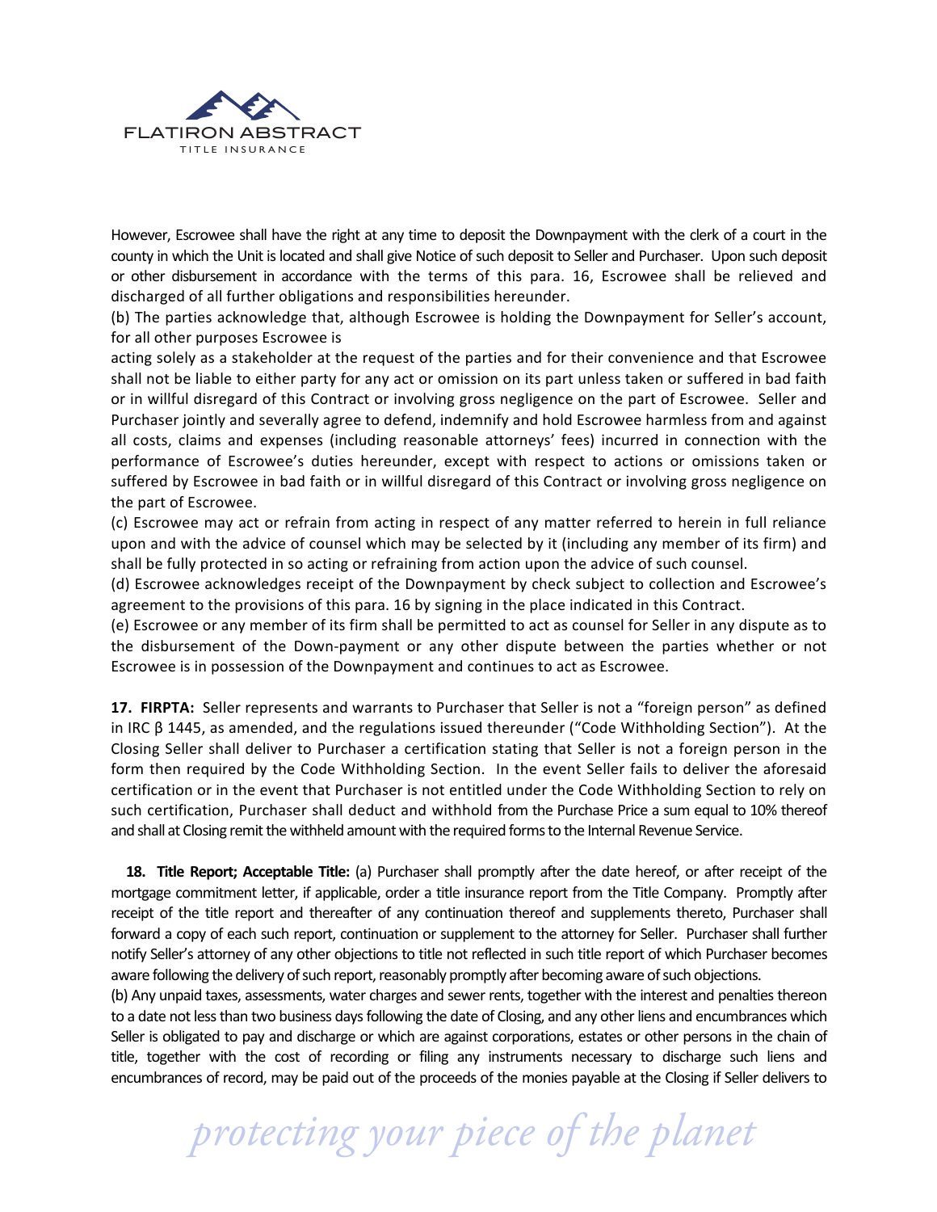However, Escrowee shall have the right at any time to deposit the Downpayment with the clerk of a court in the county in which the Unit is located and shall give Notice of such deposit to Seller and Purchaser. Upon such deposit or other disbursement in accordance with the terms of this para. 16, Escrowee shall be relieved and discharged of all further obligations and responsibilities hereunder.

(b) The parties acknowledge that, although Escrowee is holding the Downpayment for Seller's account, for all other purposes Escrowee is acting solely as a stakeholder at the request of the parties and for their convenience and that Escrowee shall not be liable to either party for any act or omission on its part unless taken or suffered in bad faith or in willful disregard of this Contract or involving gross negligence on the part of Escrowee. Seller and Purchaser jointly and severally agree to defend, indemnify and hold Escrowee harmless from and against all costs, claims and expenses (including reasonable attorneys' fees) incurred in connection with the performance of Escrowee's duties hereunder, except with respect to actions or omissions taken or suffered by Escrowee in bad faith or in willful disregard of this Contract or involving gross negligence on the part of Escrowee.

(c) Escrowee may act or refrain from acting in respect of any matter referred to herein in full reliance upon and with the advice of counsel which may be selected by it (including any member of its firm) and shall be fully protected in so acting or refraining from action upon the advice of such counsel.

(d) Escrowee acknowledges receipt of the Downpayment by check subject to collection and Escrowee's agreement to the provisions of this para. 16 by signing in the place indicated in this Contract.

(e) Escrowee or any member of its firm shall be permitted to act as counsel for Seller in any dispute as to the disbursement of the Down-payment or any other dispute between the parties whether or not Escrowee is in possession of the Downpayment and continues to act as Escrowee.

**17. FIRPTA:** Seller represents and warrants to Purchaser that Seller is not a "foreign person" as defined in IRC β 1445, as amended, and the regulations issued thereunder ("Code Withholding Section"). At the Closing Seller shall deliver to Purchaser a certification stating that Seller is not a foreign person in the form then required by the Code Withholding Section. In the event Seller fails to deliver the aforesaid certification or in the event that Purchaser is not entitled under the Code Withholding Section to rely on such certification, Purchaser shall deduct and withhold from the Purchase Price a sum equal to 10% thereof and shall at Closing remit the withheld amount with the required forms to the Internal Revenue Service.

**18. Title Report; Acceptable Title:** (a) Purchaser shall promptly after the date hereof, or after receipt of the mortgage commitment letter, if applicable, order a title insurance report from the Title Company. Promptly after receipt of the title report and thereafter of any continuation thereof and supplements thereto, Purchaser shall forward a copy of each such report, continuation or supplement to the attorney for Seller. Purchaser shall further notify Seller's attorney of any other objections to title not reflected in such title report of which Purchaser becomes aware following the delivery of such report, reasonably promptly after becoming aware of such objections.

(b) Any unpaid taxes, assessments, water charges and sewer rents, together with the interest and penalties thereon to a date not less than two business days following the date of Closing, and any other liens and encumbrances which Seller is obligated to pay and discharge or which are against corporations, estates or other persons in the chain of title, together with the cost of recording or filing any instruments necessary to discharge such liens and encumbrances of record, may be paid out of the proceeds of the monies payable at the Closing if Seller delivers to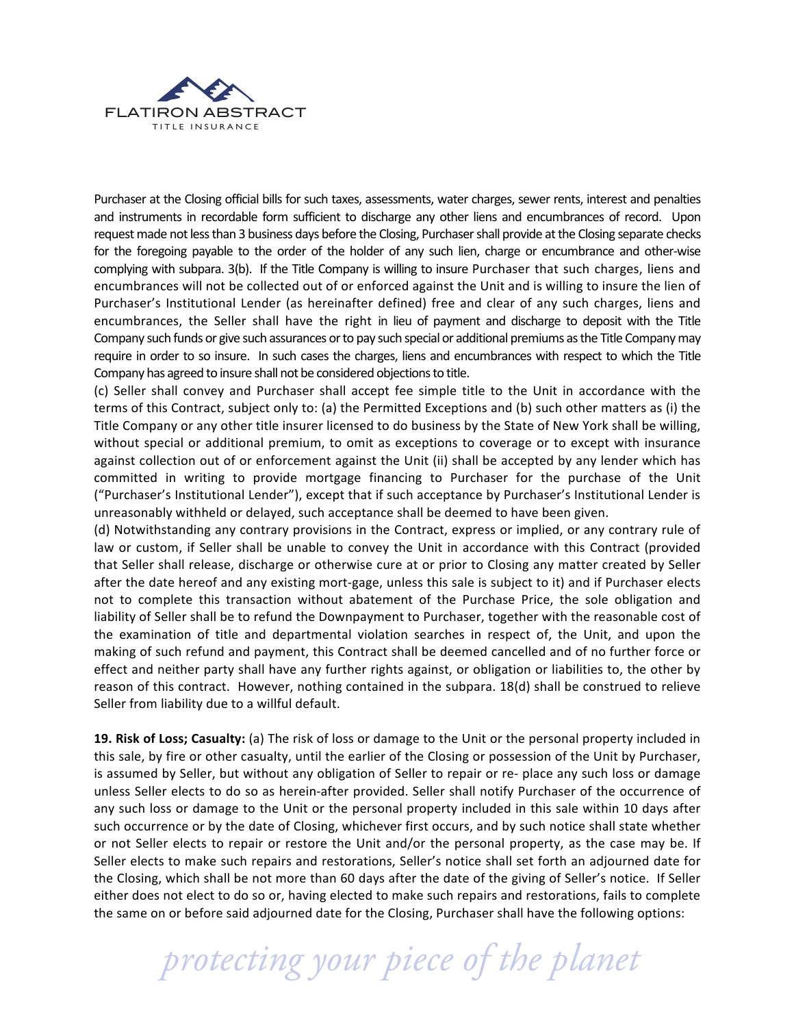Purchaser at the Closing official bills for such taxes, assessments, water charges, sewer rents, interest and penalties and instruments in recordable form sufficient to discharge any other liens and encumbrances of record. Upon request made not less than 3 business days before the Closing, Purchaser shall provide at the Closing separate checks for the foregoing payable to the order of the holder of any such lien, charge or encumbrance and other-wise complying with subpara. 3(b). If the Title Company is willing to insure Purchaser that such charges, liens and encumbrances will not be collected out of or enforced against the Unit and is willing to insure the lien of Purchaser's Institutional Lender (as hereinafter defined) free and clear of any such charges, liens and encumbrances, the Seller shall have the right in lieu of payment and discharge to deposit with the Title Company such funds or give such assurances or to pay such special or additional premiums as the Title Company may require in order to so insure. In such cases the charges, liens and encumbrances with respect to which the Title Company has agreed to insure shall not be considered objections to title.

(c) Seller shall convey and Purchaser shall accept fee simple title to the Unit in accordance with the terms of this Contract, subject only to: (a) the Permitted Exceptions and (b) such other matters as (i) the Title Company or any other title insurer licensed to do business by the State of New York shall be willing, without special or additional premium, to omit as exceptions to coverage or to except with insurance against collection out of or enforcement against the Unit (ii) shall be accepted by any lender which has committed in writing to provide mortgage financing to Purchaser for the purchase of the Unit ("Purchaser's Institutional Lender"), except that if such acceptance by Purchaser's Institutional Lender is unreasonably withheld or delayed, such acceptance shall be deemed to have been given.

(d) Notwithstanding any contrary provisions in the Contract, express or implied, or any contrary rule of law or custom, if Seller shall be unable to convey the Unit in accordance with this Contract (provided that Seller shall release, discharge or otherwise cure at or prior to Closing any matter created by Seller after the date hereof and any existing mort-gage, unless this sale is subject to it) and if Purchaser elects not to complete this transaction without abatement of the Purchase Price, the sole obligation and liability of Seller shall be to refund the Downpayment to Purchaser, together with the reasonable cost of the examination of title and departmental violation searches in respect of, the Unit, and upon the making of such refund and payment, this Contract shall be deemed cancelled and of no further force or effect and neither party shall have any further rights against, or obligation or liabilities to, the other by reason of this contract. However, nothing contained in the subpara. 18(d) shall be construed to relieve Seller from liability due to a willful default.

**19. Risk of Loss; Casualty:** (a) The risk of loss or damage to the Unit or the personal property included in this sale, by fire or other casualty, until the earlier of the Closing or possession of the Unit by Purchaser, is assumed by Seller, but without any obligation of Seller to repair or re- place any such loss or damage unless Seller elects to do so as herein-after provided. Seller shall notify Purchaser of the occurrence of any such loss or damage to the Unit or the personal property included in this sale within 10 days after such occurrence or by the date of Closing, whichever first occurs, and by such notice shall state whether or not Seller elects to repair or restore the Unit and/or the personal property, as the case may be. If Seller elects to make such repairs and restorations, Seller's notice shall set forth an adjourned date for the Closing, which shall be not more than 60 days after the date of the giving of Seller's notice. If Seller either does not elect to do so or, having elected to make such repairs and restorations, fails to complete the same on or before said adjourned date for the Closing, Purchaser shall have the following options: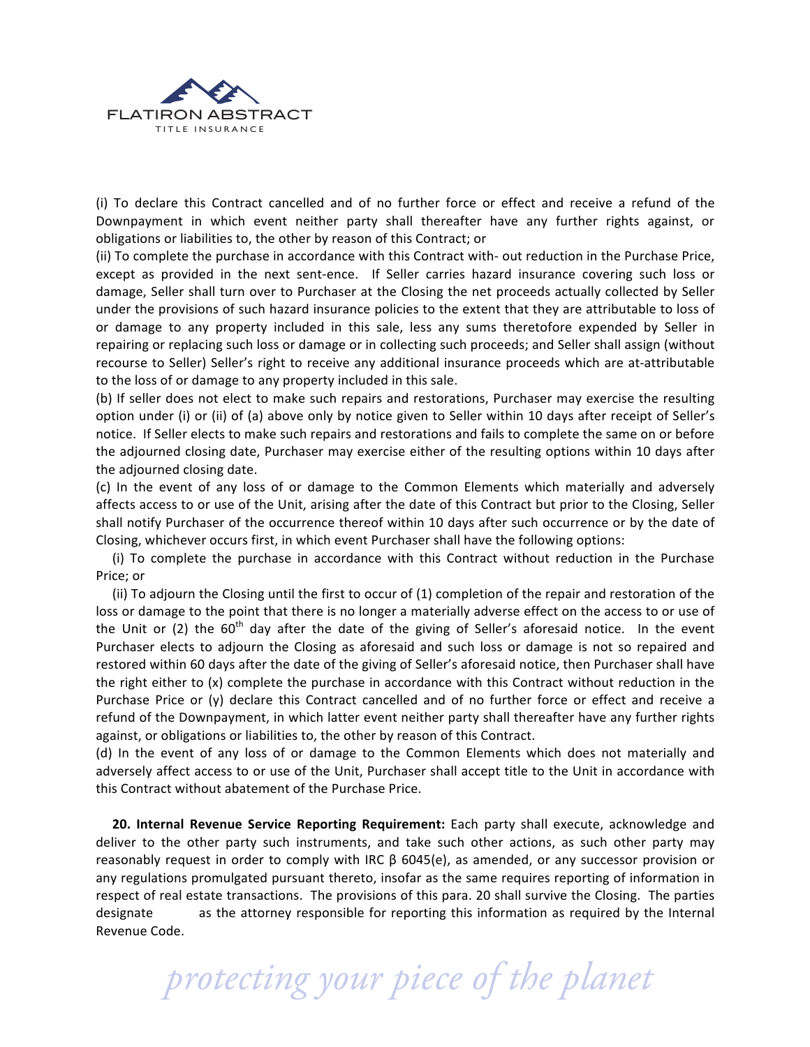(i) To declare this Contract cancelled and of no further force or effect and receive a refund of the Downpayment in which event neither party shall thereafter have any further rights against, or obligations or liabilities to, the other by reason of this Contract; or

(ii) To complete the purchase in accordance with this Contract with- out reduction in the Purchase Price, except as provided in the next sent-ence. If Seller carries hazard insurance covering such loss or damage, Seller shall turn over to Purchaser at the Closing the net proceeds actually collected by Seller under the provisions of such hazard insurance policies to the extent that they are attributable to loss of or damage to any property included in this sale, less any sums theretofore expended by Seller in repairing or replacing such loss or damage or in collecting such proceeds; and Seller shall assign (without recourse to Seller) Seller's right to receive any additional insurance proceeds which are at-attributable to the loss of or damage to any property included in this sale.

(b) If seller does not elect to make such repairs and restorations, Purchaser may exercise the resulting option under (i) or (ii) of (a) above only by notice given to Seller within 10 days after receipt of Seller's notice. If Seller elects to make such repairs and restorations and fails to complete the same on or before the adjourned closing date, Purchaser may exercise either of the resulting options within 10 days after the adjourned closing date.

(c) In the event of any loss of or damage to the Common Elements which materially and adversely affects access to or use of the Unit, arising after the date of this Contract but prior to the Closing, Seller shall notify Purchaser of the occurrence thereof within 10 days after such occurrence or by the date of Closing, whichever occurs first, in which event Purchaser shall have the following options:

(i) To complete the purchase in accordance with this Contract without reduction in the Purchase Price; or

(ii) To adjourn the Closing until the first to occur of (1) completion of the repair and restoration of the loss or damage to the point that there is no longer a materially adverse effect on the access to or use of the Unit or (2) the 60th day after the date of the giving of Seller's aforesaid notice. In the event Purchaser elects to adjourn the Closing as aforesaid and such loss or damage is not so repaired and restored within 60 days after the date of the giving of Seller's aforesaid notice, then Purchaser shall have the right either to (x) complete the purchase in accordance with this Contract without reduction in the Purchase Price or (y) declare this Contract cancelled and of no further force or effect and receive a refund of the Downpayment, in which latter event neither party shall thereafter have any further rights against, or obligations or liabilities to, the other by reason of this Contract.

(d) In the event of any loss of or damage to the Common Elements which does not materially and adversely affect access to or use of the Unit, Purchaser shall accept title to the Unit in accordance with this Contract without abatement of the Purchase Price.

**20. Internal Revenue Service Reporting Requirement:** Each party shall execute, acknowledge and deliver to the other party such instruments, and take such other actions, as such other party may reasonably request in order to comply with IRC β 6045(e), as amended, or any successor provision or any regulations promulgated pursuant thereto, insofar as the same requires reporting of information in respect of real estate transactions. The provisions of this para. 20 shall survive the Closing. The parties designate            as the attorney responsible for reporting this information as required by the Internal Revenue Code.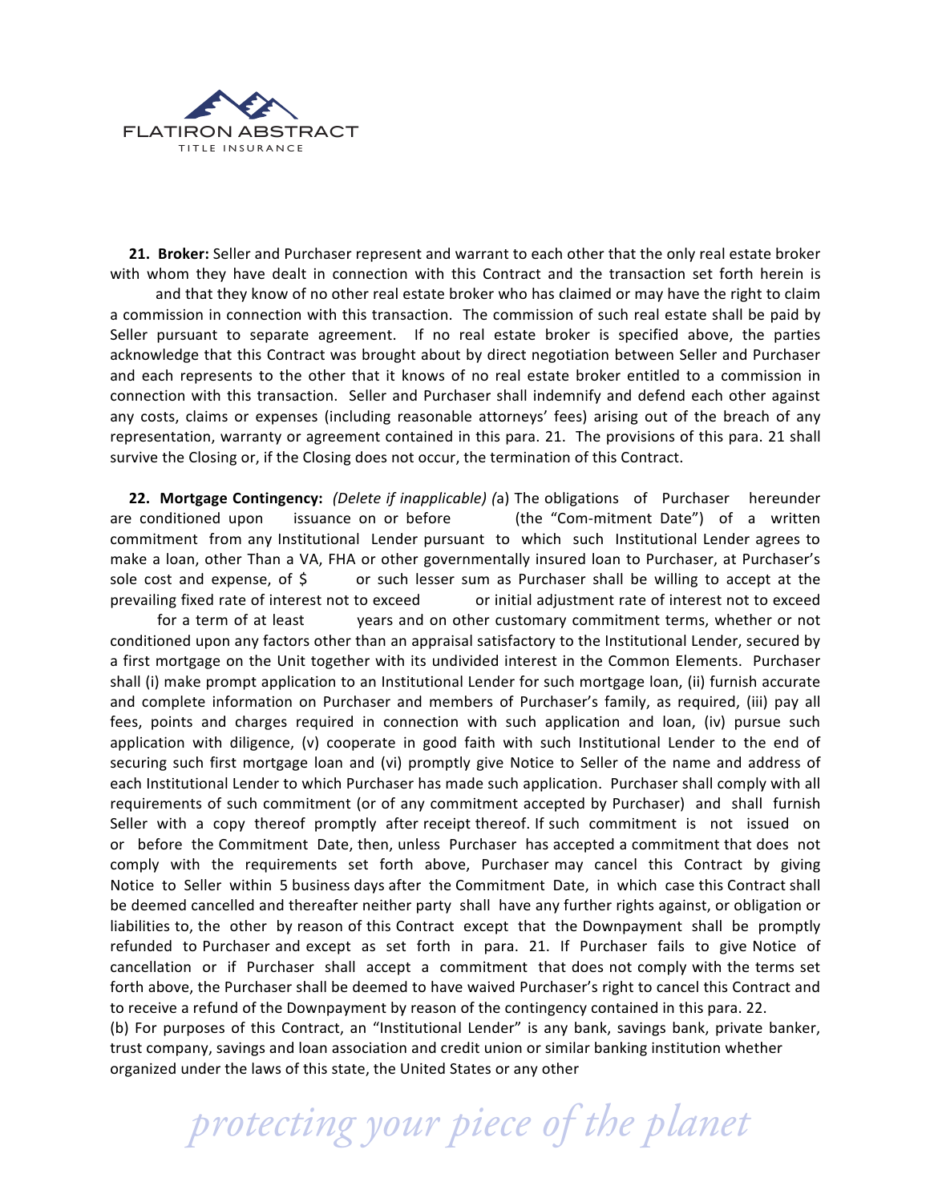**21. Broker:** Seller and Purchaser represent and warrant to each other that the only real estate broker with whom they have dealt in connection with this Contract and the transaction set forth herein is and that they know of no other real estate broker who has claimed or may have the right to claim a commission in connection with this transaction. The commission of such real estate shall be paid by Seller pursuant to separate agreement. If no real estate broker is specified above, the parties acknowledge that this Contract was brought about by direct negotiation between Seller and Purchaser and each represents to the other that it knows of no real estate broker entitled to a commission in connection with this transaction. Seller and Purchaser shall indemnify and defend each other against any costs, claims or expenses (including reasonable attorneys' fees) arising out of the breach of any representation, warranty or agreement contained in this para. 21. The provisions of this para. 21 shall survive the Closing or, if the Closing does not occur, the termination of this Contract.

**22. Mortgage Contingency:** *(Delete if inapplicable) (*a) The obligations of Purchaser hereunder are conditioned upon issuance on or before (the "Com-mitment Date") of a written commitment from any Institutional Lender pursuant to which such Institutional Lender agrees to make a loan, other Than a VA, FHA or other governmentally insured loan to Purchaser, at Purchaser's sole cost and expense, of $ or such lesser sum as Purchaser shall be willing to accept at the prevailing fixed rate of interest not to exceed or initial adjustment rate of interest not to exceed for a term of at least years and on other customary commitment terms, whether or not conditioned upon any factors other than an appraisal satisfactory to the Institutional Lender, secured by a first mortgage on the Unit together with its undivided interest in the Common Elements. Purchaser shall (i) make prompt application to an Institutional Lender for such mortgage loan, (ii) furnish accurate and complete information on Purchaser and members of Purchaser's family, as required, (iii) pay all fees, points and charges required in connection with such application and loan, (iv) pursue such application with diligence, (v) cooperate in good faith with such Institutional Lender to the end of securing such first mortgage loan and (vi) promptly give Notice to Seller of the name and address of each Institutional Lender to which Purchaser has made such application. Purchaser shall comply with all requirements of such commitment (or of any commitment accepted by Purchaser) and shall furnish Seller with a copy thereof promptly after receipt thereof. If such commitment is not issued on or before the Commitment Date, then, unless Purchaser has accepted a commitment that does not comply with the requirements set forth above, Purchaser may cancel this Contract by giving Notice to Seller within 5 business days after the Commitment Date, in which case this Contract shall be deemed cancelled and thereafter neither party shall have any further rights against, or obligation or liabilities to, the other by reason of this Contract except that the Downpayment shall be promptly refunded to Purchaser and except as set forth in para. 21. If Purchaser fails to give Notice of cancellation or if Purchaser shall accept a commitment that does not comply with the terms set forth above, the Purchaser shall be deemed to have waived Purchaser's right to cancel this Contract and to receive a refund of the Downpayment by reason of the contingency contained in this para. 22.

(b) For purposes of this Contract, an "Institutional Lender" is any bank, savings bank, private banker, trust company, savings and loan association and credit union or similar banking institution whether organized under the laws of this state, the United States or any other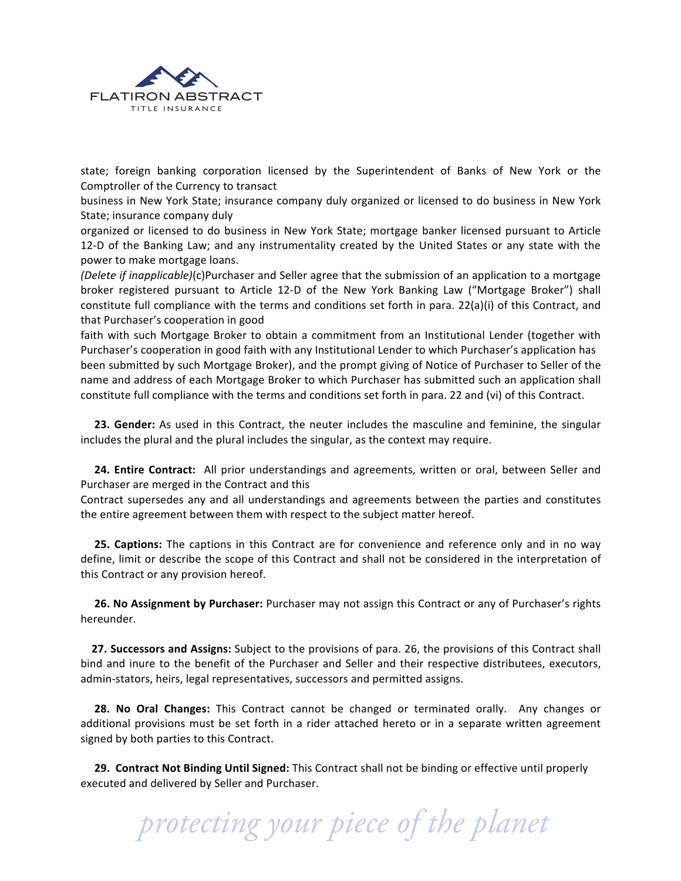state; foreign banking corporation licensed by the Superintendent of Banks of New York or the Comptroller of the Currency to transact business in New York State; insurance company duly organized or licensed to do business in New York State; insurance company duly organized or licensed to do business in New York State; mortgage banker licensed pursuant to Article 12-D of the Banking Law; and any instrumentality created by the United States or any state with the power to make mortgage loans.

*(Delete if inapplicable)*(c)Purchaser and Seller agree that the submission of an application to a mortgage broker registered pursuant to Article 12-D of the New York Banking Law ("Mortgage Broker") shall constitute full compliance with the terms and conditions set forth in para. 22(a)(i) of this Contract, and that Purchaser's cooperation in good faith with such Mortgage Broker to obtain a commitment from an Institutional Lender (together with Purchaser's cooperation in good faith with any Institutional Lender to which Purchaser's application has been submitted by such Mortgage Broker), and the prompt giving of Notice of Purchaser to Seller of the name and address of each Mortgage Broker to which Purchaser has submitted such an application shall constitute full compliance with the terms and conditions set forth in para. 22 and (vi) of this Contract.

**23. Gender:** As used in this Contract, the neuter includes the masculine and feminine, the singular includes the plural and the plural includes the singular, as the context may require.

**24. Entire Contract:** All prior understandings and agreements, written or oral, between Seller and Purchaser are merged in the Contract and this Contract supersedes any and all understandings and agreements between the parties and constitutes the entire agreement between them with respect to the subject matter hereof.

**25. Captions:** The captions in this Contract are for convenience and reference only and in no way define, limit or describe the scope of this Contract and shall not be considered in the interpretation of this Contract or any provision hereof.

**26. No Assignment by Purchaser:** Purchaser may not assign this Contract or any of Purchaser's rights hereunder.

**27. Successors and Assigns:** Subject to the provisions of para. 26, the provisions of this Contract shall bind and inure to the benefit of the Purchaser and Seller and their respective distributees, executors, admin-stators, heirs, legal representatives, successors and permitted assigns.

**28. No Oral Changes:** This Contract cannot be changed or terminated orally. Any changes or additional provisions must be set forth in a rider attached hereto or in a separate written agreement signed by both parties to this Contract.

**29. Contract Not Binding Until Signed:** This Contract shall not be binding or effective until properly executed and delivered by Seller and Purchaser.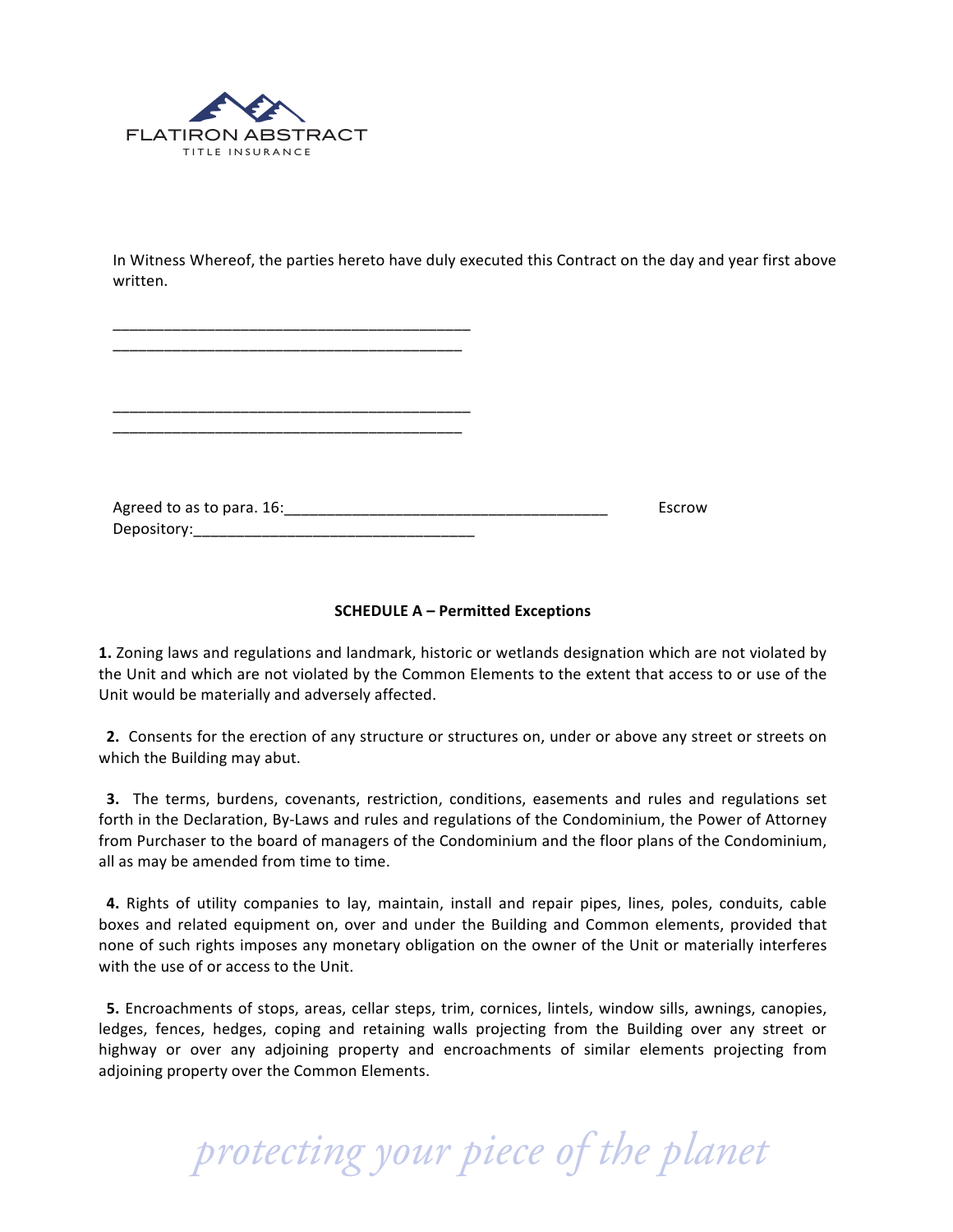In Witness Whereof, the parties hereto have duly executed this Contract on the day and year first above written.

__________________________________________
__________________________________________

__________________________________________
__________________________________________

Agreed to as to para. 16:______________________________________ Escrow Depository:________________________________

**SCHEDULE A – Permitted Exceptions**

**1.** Zoning laws and regulations and landmark, historic or wetlands designation which are not violated by the Unit and which are not violated by the Common Elements to the extent that access to or use of the Unit would be materially and adversely affected.

**2.** Consents for the erection of any structure or structures on, under or above any street or streets on which the Building may abut.

**3.** The terms, burdens, covenants, restriction, conditions, easements and rules and regulations set forth in the Declaration, By-Laws and rules and regulations of the Condominium, the Power of Attorney from Purchaser to the board of managers of the Condominium and the floor plans of the Condominium, all as may be amended from time to time.

**4.** Rights of utility companies to lay, maintain, install and repair pipes, lines, poles, conduits, cable boxes and related equipment on, over and under the Building and Common elements, provided that none of such rights imposes any monetary obligation on the owner of the Unit or materially interferes with the use of or access to the Unit.

**5.** Encroachments of stops, areas, cellar steps, trim, cornices, lintels, window sills, awnings, canopies, ledges, fences, hedges, coping and retaining walls projecting from the Building over any street or highway or over any adjoining property and encroachments of similar elements projecting from adjoining property over the Common Elements.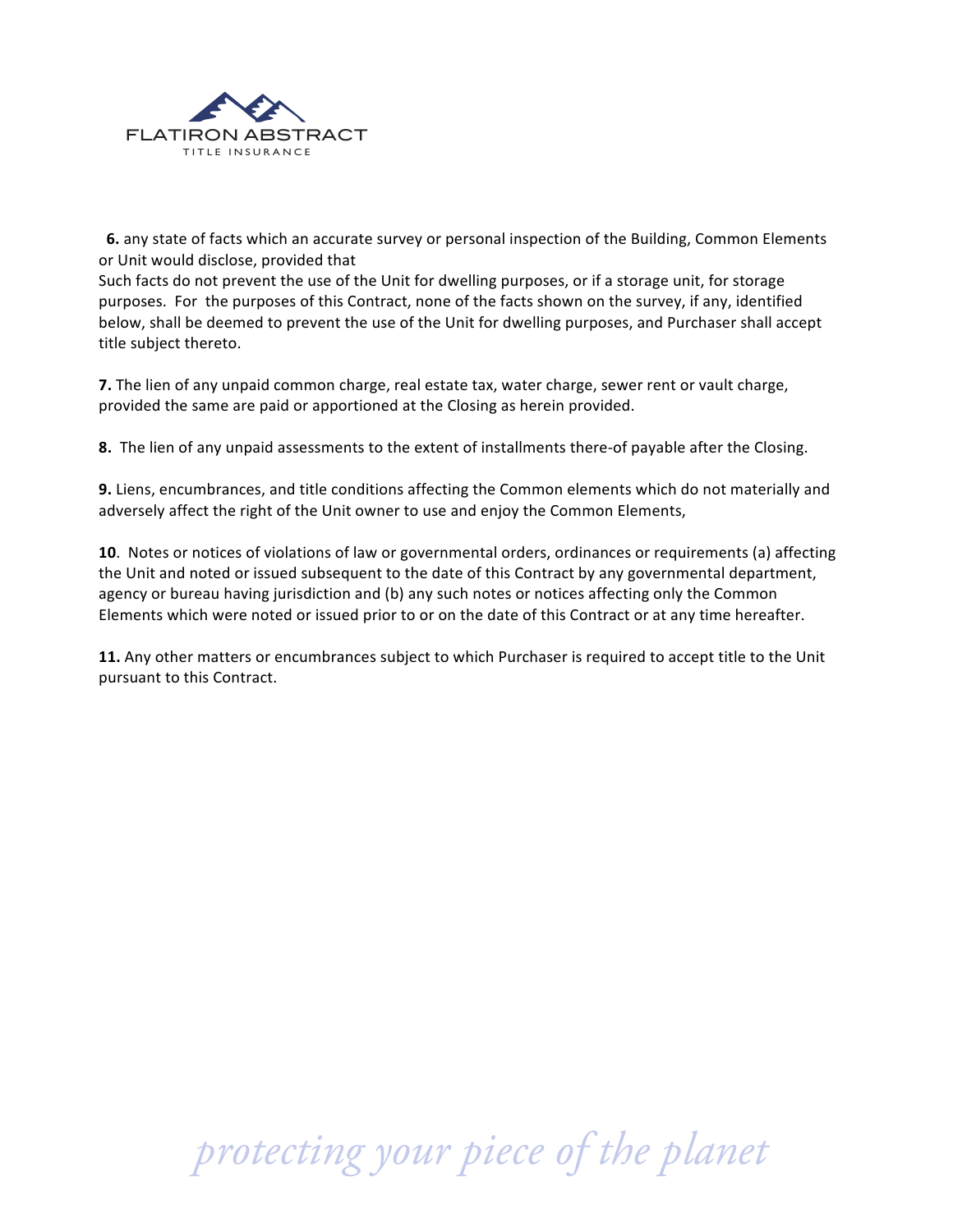**6.** any state of facts which an accurate survey or personal inspection of the Building, Common Elements or Unit would disclose, provided that
Such facts do not prevent the use of the Unit for dwelling purposes, or if a storage unit, for storage purposes. For the purposes of this Contract, none of the facts shown on the survey, if any, identified below, shall be deemed to prevent the use of the Unit for dwelling purposes, and Purchaser shall accept title subject thereto.

**7.** The lien of any unpaid common charge, real estate tax, water charge, sewer rent or vault charge, provided the same are paid or apportioned at the Closing as herein provided.

**8.** The lien of any unpaid assessments to the extent of installments there-of payable after the Closing.

**9.** Liens, encumbrances, and title conditions affecting the Common elements which do not materially and adversely affect the right of the Unit owner to use and enjoy the Common Elements,

**10**. Notes or notices of violations of law or governmental orders, ordinances or requirements (a) affecting the Unit and noted or issued subsequent to the date of this Contract by any governmental department, agency or bureau having jurisdiction and (b) any such notes or notices affecting only the Common Elements which were noted or issued prior to or on the date of this Contract or at any time hereafter.

**11.** Any other matters or encumbrances subject to which Purchaser is required to accept title to the Unit pursuant to this Contract.